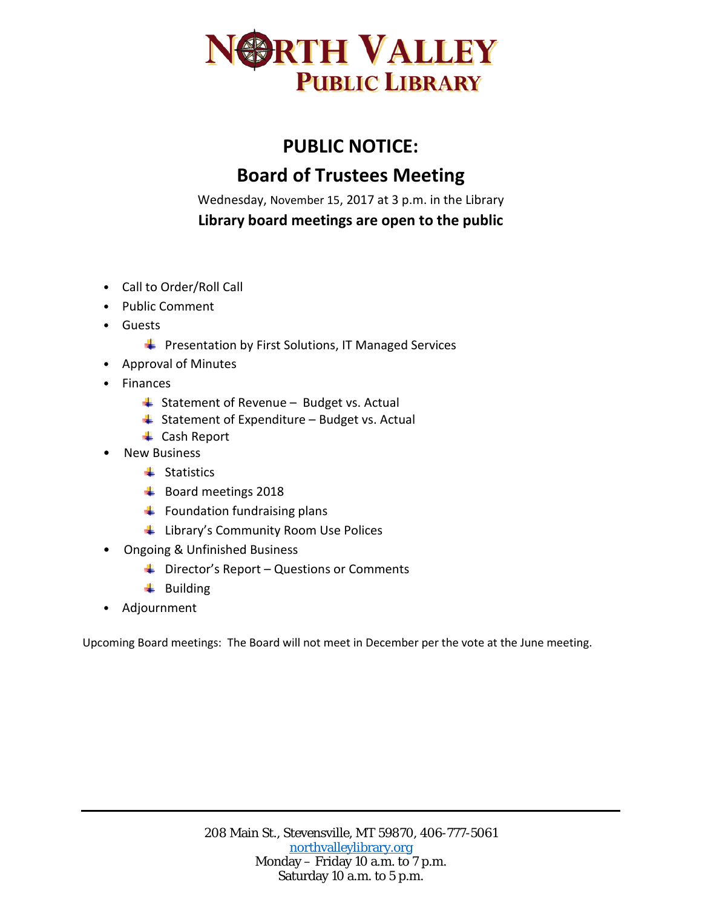# NORTH VALLEY PUBLIC LIBRARY

## PUBLIC NOTICE:

## Board of Trustees Meeting

Wednesday, November 15, 2017 at 3 p.m. in the Library

**Library board meetings are open to the public**

- Call to Order/Roll Call
- Public Comment
- Guests
  - Presentation by First Solutions, IT Managed Services
- Approval of Minutes
- Finances
  - Statement of Revenue – Budget vs. Actual
  - Statement of Expenditure – Budget vs. Actual
  - Cash Report
- New Business
  - Statistics
  - Board meetings 2018
  - Foundation fundraising plans
  - Library's Community Room Use Polices
- Ongoing & Unfinished Business
  - Director's Report – Questions or Comments
  - Building
- Adjournment

Upcoming Board meetings: The Board will not meet in December per the vote at the June meeting.

208 Main St., Stevensville, MT 59870, 406-777-5061
northvalleylibrary.org
Monday – Friday 10 a.m. to 7 p.m.
Saturday 10 a.m. to 5 p.m.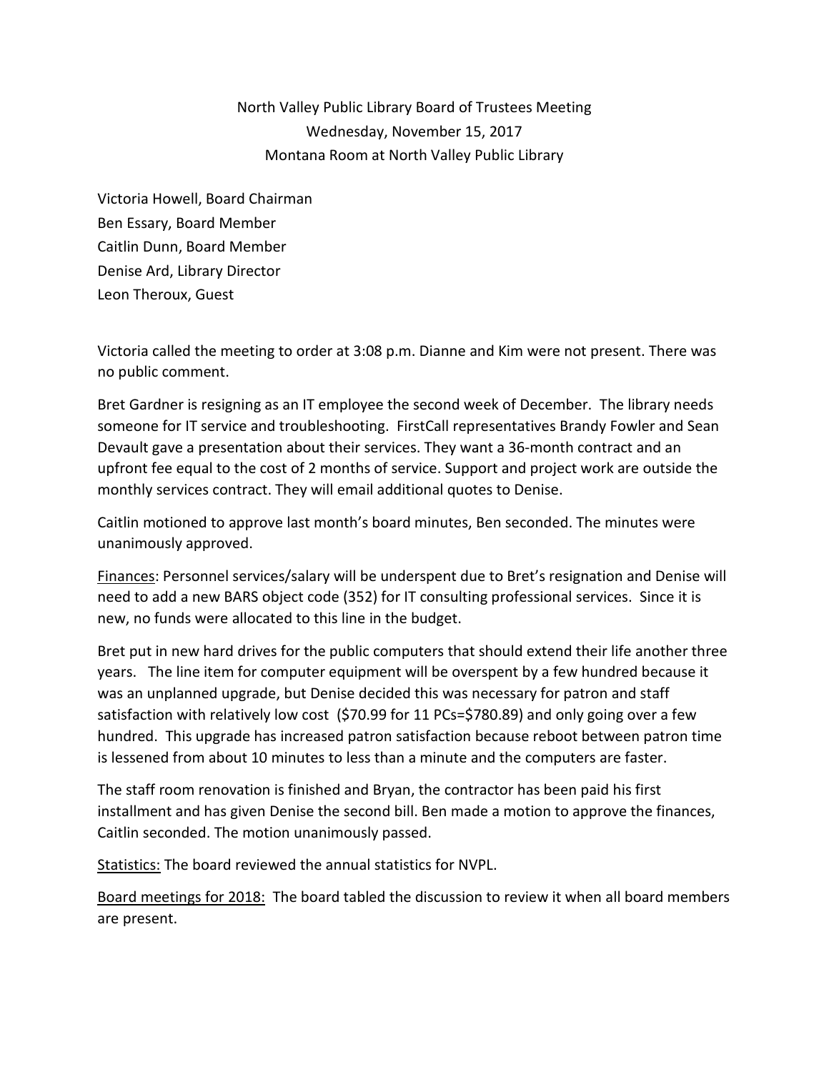North Valley Public Library Board of Trustees Meeting
Wednesday, November 15, 2017
Montana Room at North Valley Public Library

Victoria Howell, Board Chairman
Ben Essary, Board Member
Caitlin Dunn, Board Member
Denise Ard, Library Director
Leon Theroux, Guest

Victoria called the meeting to order at 3:08 p.m. Dianne and Kim were not present. There was no public comment.

Bret Gardner is resigning as an IT employee the second week of December. The library needs someone for IT service and troubleshooting. FirstCall representatives Brandy Fowler and Sean Devault gave a presentation about their services. They want a 36-month contract and an upfront fee equal to the cost of 2 months of service. Support and project work are outside the monthly services contract. They will email additional quotes to Denise.

Caitlin motioned to approve last month's board minutes, Ben seconded. The minutes were unanimously approved.

<u>Finances</u>: Personnel services/salary will be underspent due to Bret's resignation and Denise will need to add a new BARS object code (352) for IT consulting professional services. Since it is new, no funds were allocated to this line in the budget.

Bret put in new hard drives for the public computers that should extend their life another three years. The line item for computer equipment will be overspent by a few hundred because it was an unplanned upgrade, but Denise decided this was necessary for patron and staff satisfaction with relatively low cost ($70.99 for 11 PCs=$780.89) and only going over a few hundred. This upgrade has increased patron satisfaction because reboot between patron time is lessened from about 10 minutes to less than a minute and the computers are faster.

The staff room renovation is finished and Bryan, the contractor has been paid his first installment and has given Denise the second bill. Ben made a motion to approve the finances, Caitlin seconded. The motion unanimously passed.

<u>Statistics:</u> The board reviewed the annual statistics for NVPL.

<u>Board meetings for 2018:</u> The board tabled the discussion to review it when all board members are present.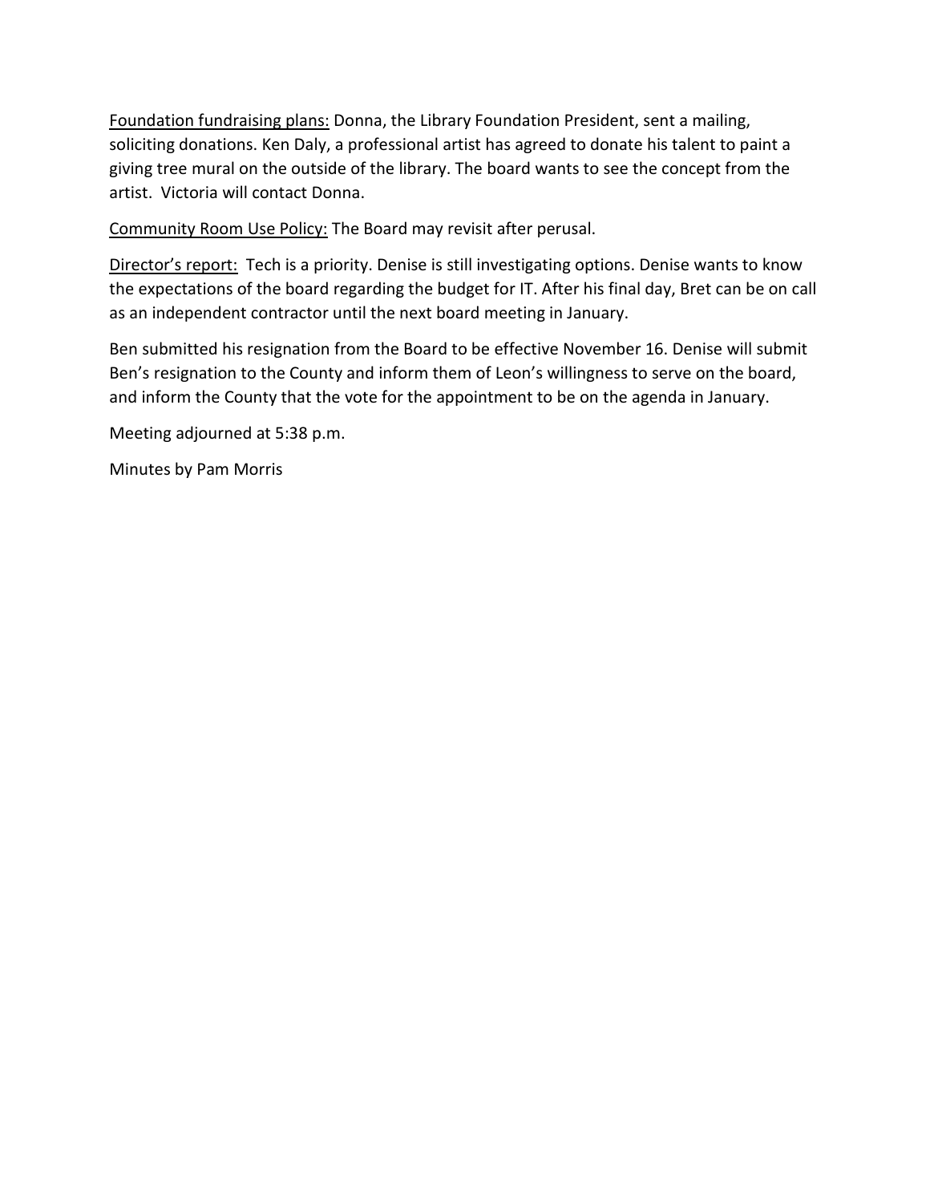<u>Foundation fundraising plans:</u> Donna, the Library Foundation President, sent a mailing, soliciting donations. Ken Daly, a professional artist has agreed to donate his talent to paint a giving tree mural on the outside of the library. The board wants to see the concept from the artist. Victoria will contact Donna.

<u>Community Room Use Policy:</u> The Board may revisit after perusal.

<u>Director's report:</u> Tech is a priority. Denise is still investigating options. Denise wants to know the expectations of the board regarding the budget for IT. After his final day, Bret can be on call as an independent contractor until the next board meeting in January.

Ben submitted his resignation from the Board to be effective November 16. Denise will submit Ben's resignation to the County and inform them of Leon's willingness to serve on the board, and inform the County that the vote for the appointment to be on the agenda in January.

Meeting adjourned at 5:38 p.m.

Minutes by Pam Morris